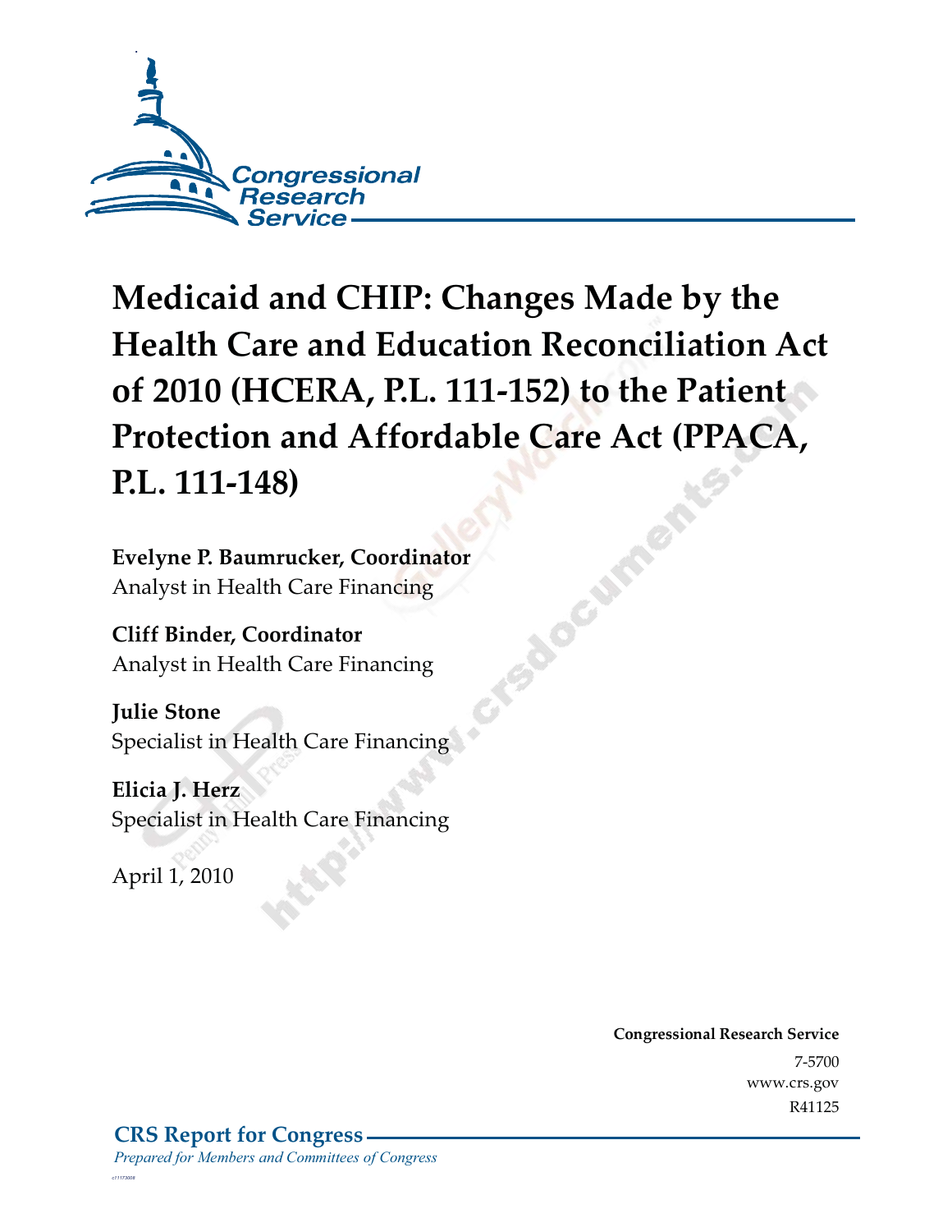Congressional Research Service

# Medicaid and CHIP: Changes Made by the Health Care and Education Reconciliation Act of 2010 (HCERA, P.L. 111-152) to the Patient Protection and Affordable Care Act (PPACA, P.L. 111-148)

**Evelyne P. Baumrucker, Coordinator**
Analyst in Health Care Financing

**Cliff Binder, Coordinator**
Analyst in Health Care Financing

**Julie Stone**
Specialist in Health Care Financing

**Elicia J. Herz**
Specialist in Health Care Financing

April 1, 2010

**Congressional Research Service**
7-5700
www.crs.gov
R41125

**CRS Report for Congress**
*Prepared for Members and Committees of Congress*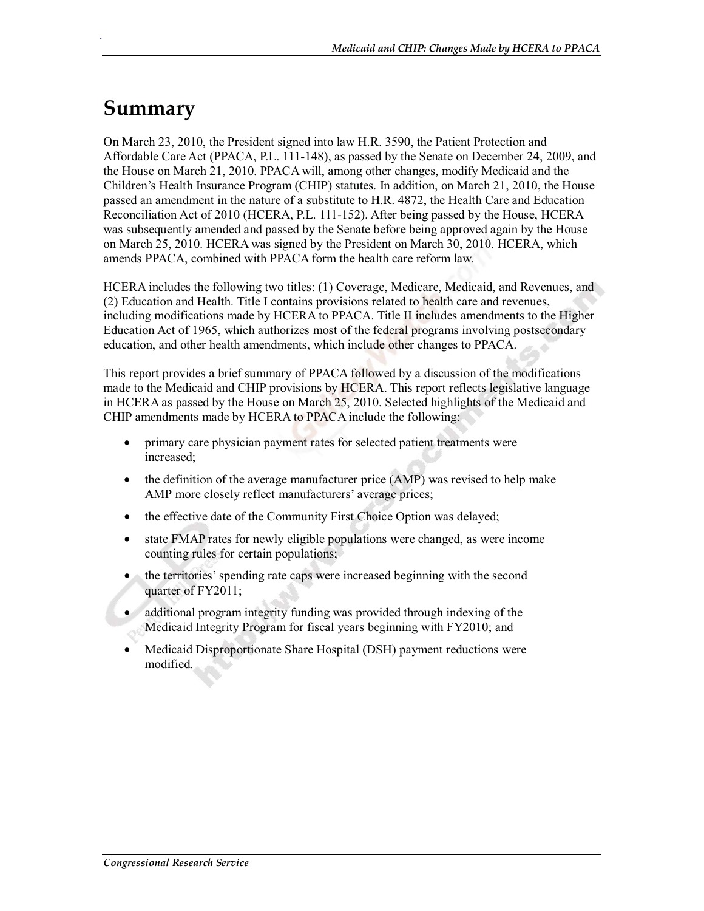# Summary

On March 23, 2010, the President signed into law H.R. 3590, the Patient Protection and Affordable Care Act (PPACA, P.L. 111-148), as passed by the Senate on December 24, 2009, and the House on March 21, 2010. PPACA will, among other changes, modify Medicaid and the Children's Health Insurance Program (CHIP) statutes. In addition, on March 21, 2010, the House passed an amendment in the nature of a substitute to H.R. 4872, the Health Care and Education Reconciliation Act of 2010 (HCERA, P.L. 111-152). After being passed by the House, HCERA was subsequently amended and passed by the Senate before being approved again by the House on March 25, 2010. HCERA was signed by the President on March 30, 2010. HCERA, which amends PPACA, combined with PPACA form the health care reform law.

HCERA includes the following two titles: (1) Coverage, Medicare, Medicaid, and Revenues, and (2) Education and Health. Title I contains provisions related to health care and revenues, including modifications made by HCERA to PPACA. Title II includes amendments to the Higher Education Act of 1965, which authorizes most of the federal programs involving postsecondary education, and other health amendments, which include other changes to PPACA.

This report provides a brief summary of PPACA followed by a discussion of the modifications made to the Medicaid and CHIP provisions by HCERA. This report reflects legislative language in HCERA as passed by the House on March 25, 2010. Selected highlights of the Medicaid and CHIP amendments made by HCERA to PPACA include the following:

- primary care physician payment rates for selected patient treatments were increased;
- the definition of the average manufacturer price (AMP) was revised to help make AMP more closely reflect manufacturers' average prices;
- the effective date of the Community First Choice Option was delayed;
- state FMAP rates for newly eligible populations were changed, as were income counting rules for certain populations;
- the territories' spending rate caps were increased beginning with the second quarter of FY2011;
- additional program integrity funding was provided through indexing of the Medicaid Integrity Program for fiscal years beginning with FY2010; and
- Medicaid Disproportionate Share Hospital (DSH) payment reductions were modified.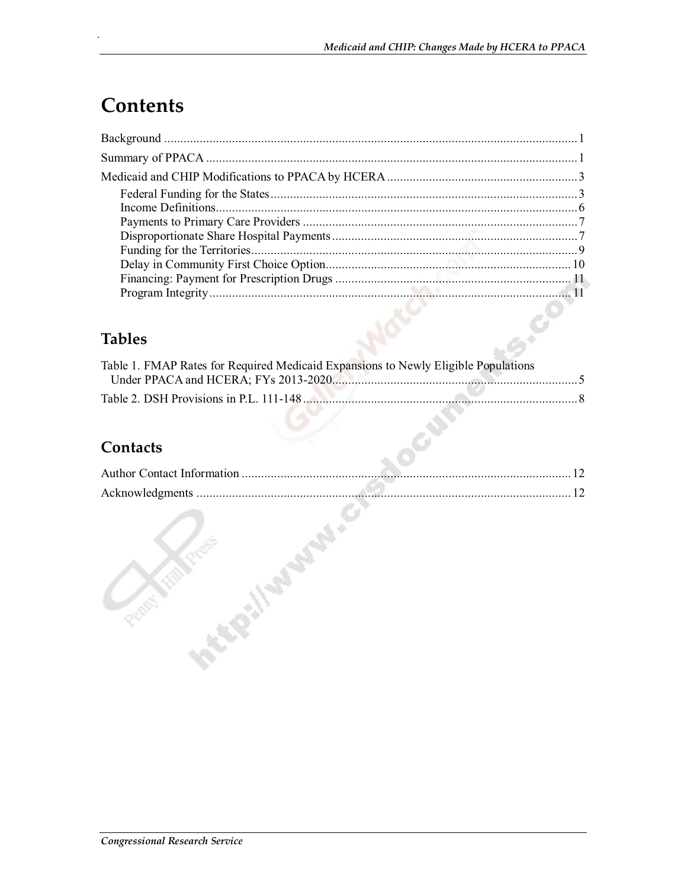# Contents

Background ........................................................................................................................ 1

Summary of PPACA .......................................................................................................... 1

Medicaid and CHIP Modifications to PPACA by HCERA ........................................................... 3

- Federal Funding for the States ........................................................................................ 3
- Income Definitions ......................................................................................................... 6
- Payments to Primary Care Providers ............................................................................... 7
- Disproportionate Share Hospital Payments ...................................................................... 7
- Funding for the Territories .............................................................................................. 9
- Delay in Community First Choice Option ....................................................................... 10
- Financing: Payment for Prescription Drugs .................................................................... 11
- Program Integrity .......................................................................................................... 11

## Tables

Table 1. FMAP Rates for Required Medicaid Expansions to Newly Eligible Populations Under PPACA and HCERA; FYs 2013-2020 ................................................................................. 5

Table 2. DSH Provisions in P.L. 111-148 ........................................................................... 8

## Contacts

Author Contact Information ............................................................................................. 12

Acknowledgments ........................................................................................................... 12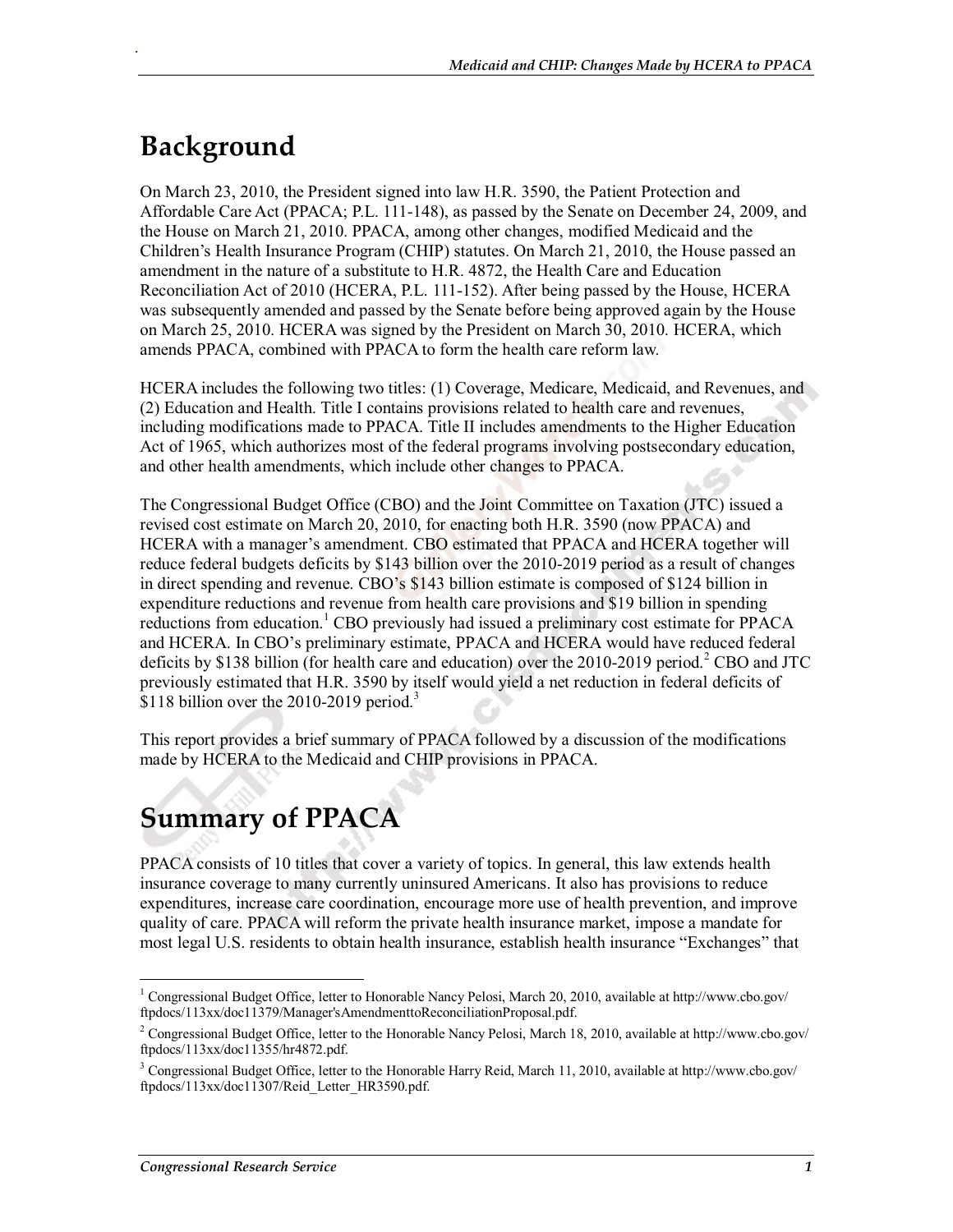# Background

On March 23, 2010, the President signed into law H.R. 3590, the Patient Protection and Affordable Care Act (PPACA; P.L. 111-148), as passed by the Senate on December 24, 2009, and the House on March 21, 2010. PPACA, among other changes, modified Medicaid and the Children's Health Insurance Program (CHIP) statutes. On March 21, 2010, the House passed an amendment in the nature of a substitute to H.R. 4872, the Health Care and Education Reconciliation Act of 2010 (HCERA, P.L. 111-152). After being passed by the House, HCERA was subsequently amended and passed by the Senate before being approved again by the House on March 25, 2010. HCERA was signed by the President on March 30, 2010. HCERA, which amends PPACA, combined with PPACA to form the health care reform law.

HCERA includes the following two titles: (1) Coverage, Medicare, Medicaid, and Revenues, and (2) Education and Health. Title I contains provisions related to health care and revenues, including modifications made to PPACA. Title II includes amendments to the Higher Education Act of 1965, which authorizes most of the federal programs involving postsecondary education, and other health amendments, which include other changes to PPACA.

The Congressional Budget Office (CBO) and the Joint Committee on Taxation (JTC) issued a revised cost estimate on March 20, 2010, for enacting both H.R. 3590 (now PPACA) and HCERA with a manager's amendment. CBO estimated that PPACA and HCERA together will reduce federal budgets deficits by $143 billion over the 2010-2019 period as a result of changes in direct spending and revenue. CBO's $143 billion estimate is composed of $124 billion in expenditure reductions and revenue from health care provisions and $19 billion in spending reductions from education.[1] CBO previously had issued a preliminary cost estimate for PPACA and HCERA. In CBO's preliminary estimate, PPACA and HCERA would have reduced federal deficits by $138 billion (for health care and education) over the 2010-2019 period.[2] CBO and JTC previously estimated that H.R. 3590 by itself would yield a net reduction in federal deficits of $118 billion over the 2010-2019 period.[3]

This report provides a brief summary of PPACA followed by a discussion of the modifications made by HCERA to the Medicaid and CHIP provisions in PPACA.

# Summary of PPACA

PPACA consists of 10 titles that cover a variety of topics. In general, this law extends health insurance coverage to many currently uninsured Americans. It also has provisions to reduce expenditures, increase care coordination, encourage more use of health prevention, and improve quality of care. PPACA will reform the private health insurance market, impose a mandate for most legal U.S. residents to obtain health insurance, establish health insurance "Exchanges" that

---

[1] Congressional Budget Office, letter to Honorable Nancy Pelosi, March 20, 2010, available at http://www.cbo.gov/ftpdocs/113xx/doc11379/Manager'sAmendmenttoReconciliationProposal.pdf.

[2] Congressional Budget Office, letter to the Honorable Nancy Pelosi, March 18, 2010, available at http://www.cbo.gov/ftpdocs/113xx/doc11355/hr4872.pdf.

[3] Congressional Budget Office, letter to the Honorable Harry Reid, March 11, 2010, available at http://www.cbo.gov/ftpdocs/113xx/doc11307/Reid_Letter_HR3590.pdf.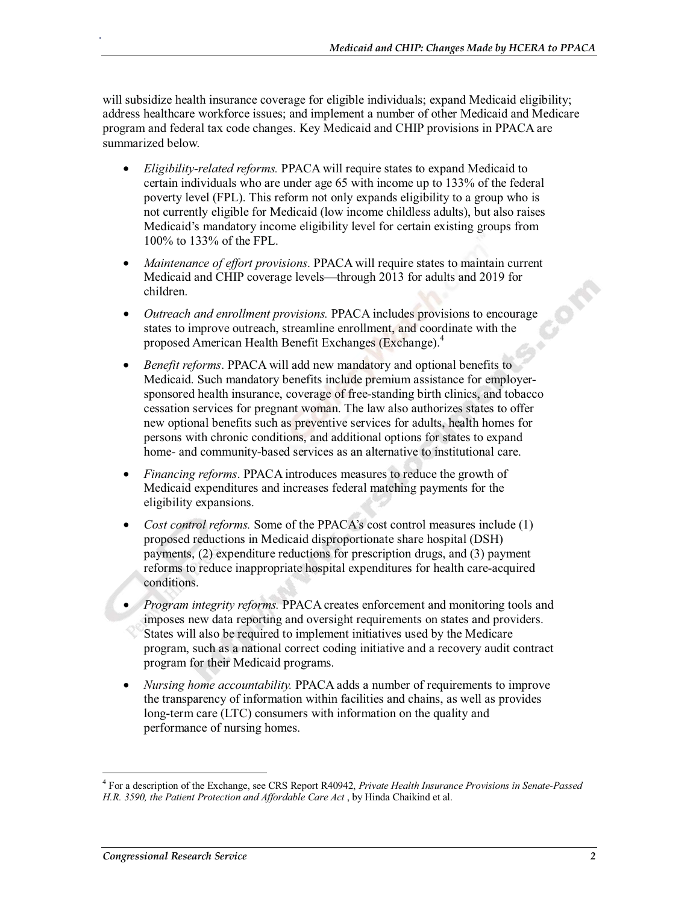will subsidize health insurance coverage for eligible individuals; expand Medicaid eligibility; address healthcare workforce issues; and implement a number of other Medicaid and Medicare program and federal tax code changes. Key Medicaid and CHIP provisions in PPACA are summarized below.

- *Eligibility-related reforms.* PPACA will require states to expand Medicaid to certain individuals who are under age 65 with income up to 133% of the federal poverty level (FPL). This reform not only expands eligibility to a group who is not currently eligible for Medicaid (low income childless adults), but also raises Medicaid's mandatory income eligibility level for certain existing groups from 100% to 133% of the FPL.
- *Maintenance of effort provisions*. PPACA will require states to maintain current Medicaid and CHIP coverage levels—through 2013 for adults and 2019 for children.
- *Outreach and enrollment provisions.* PPACA includes provisions to encourage states to improve outreach, streamline enrollment, and coordinate with the proposed American Health Benefit Exchanges (Exchange).[4]
- *Benefit reforms*. PPACA will add new mandatory and optional benefits to Medicaid. Such mandatory benefits include premium assistance for employer-sponsored health insurance, coverage of free-standing birth clinics, and tobacco cessation services for pregnant woman. The law also authorizes states to offer new optional benefits such as preventive services for adults, health homes for persons with chronic conditions, and additional options for states to expand home- and community-based services as an alternative to institutional care.
- *Financing reforms*. PPACA introduces measures to reduce the growth of Medicaid expenditures and increases federal matching payments for the eligibility expansions.
- *Cost control reforms.* Some of the PPACA's cost control measures include (1) proposed reductions in Medicaid disproportionate share hospital (DSH) payments, (2) expenditure reductions for prescription drugs, and (3) payment reforms to reduce inappropriate hospital expenditures for health care-acquired conditions.
- *Program integrity reforms.* PPACA creates enforcement and monitoring tools and imposes new data reporting and oversight requirements on states and providers. States will also be required to implement initiatives used by the Medicare program, such as a national correct coding initiative and a recovery audit contract program for their Medicaid programs.
- *Nursing home accountability.* PPACA adds a number of requirements to improve the transparency of information within facilities and chains, as well as provides long-term care (LTC) consumers with information on the quality and performance of nursing homes.

[4] For a description of the Exchange, see CRS Report R40942, *Private Health Insurance Provisions in Senate-Passed H.R. 3590, the Patient Protection and Affordable Care Act* , by Hinda Chaikind et al.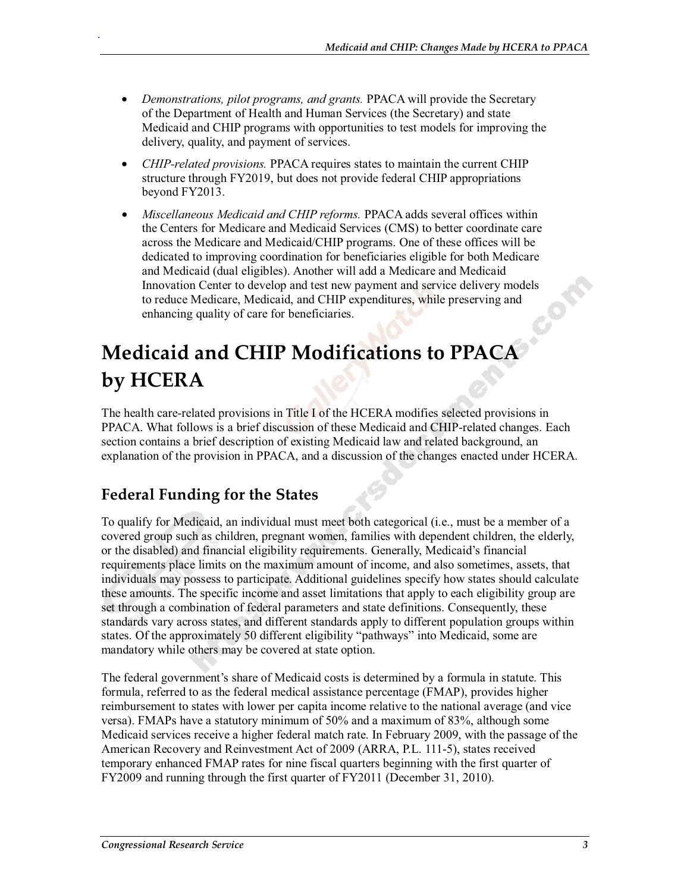- *Demonstrations, pilot programs, and grants.* PPACA will provide the Secretary of the Department of Health and Human Services (the Secretary) and state Medicaid and CHIP programs with opportunities to test models for improving the delivery, quality, and payment of services.
- *CHIP-related provisions.* PPACA requires states to maintain the current CHIP structure through FY2019, but does not provide federal CHIP appropriations beyond FY2013.
- *Miscellaneous Medicaid and CHIP reforms.* PPACA adds several offices within the Centers for Medicare and Medicaid Services (CMS) to better coordinate care across the Medicare and Medicaid/CHIP programs. One of these offices will be dedicated to improving coordination for beneficiaries eligible for both Medicare and Medicaid (dual eligibles). Another will add a Medicare and Medicaid Innovation Center to develop and test new payment and service delivery models to reduce Medicare, Medicaid, and CHIP expenditures, while preserving and enhancing quality of care for beneficiaries.

# Medicaid and CHIP Modifications to PPACA by HCERA

The health care-related provisions in Title I of the HCERA modifies selected provisions in PPACA. What follows is a brief discussion of these Medicaid and CHIP-related changes. Each section contains a brief description of existing Medicaid law and related background, an explanation of the provision in PPACA, and a discussion of the changes enacted under HCERA.

## Federal Funding for the States

To qualify for Medicaid, an individual must meet both categorical (i.e., must be a member of a covered group such as children, pregnant women, families with dependent children, the elderly, or the disabled) and financial eligibility requirements. Generally, Medicaid's financial requirements place limits on the maximum amount of income, and also sometimes, assets, that individuals may possess to participate. Additional guidelines specify how states should calculate these amounts. The specific income and asset limitations that apply to each eligibility group are set through a combination of federal parameters and state definitions. Consequently, these standards vary across states, and different standards apply to different population groups within states. Of the approximately 50 different eligibility "pathways" into Medicaid, some are mandatory while others may be covered at state option.

The federal government's share of Medicaid costs is determined by a formula in statute. This formula, referred to as the federal medical assistance percentage (FMAP), provides higher reimbursement to states with lower per capita income relative to the national average (and vice versa). FMAPs have a statutory minimum of 50% and a maximum of 83%, although some Medicaid services receive a higher federal match rate. In February 2009, with the passage of the American Recovery and Reinvestment Act of 2009 (ARRA, P.L. 111-5), states received temporary enhanced FMAP rates for nine fiscal quarters beginning with the first quarter of FY2009 and running through the first quarter of FY2011 (December 31, 2010).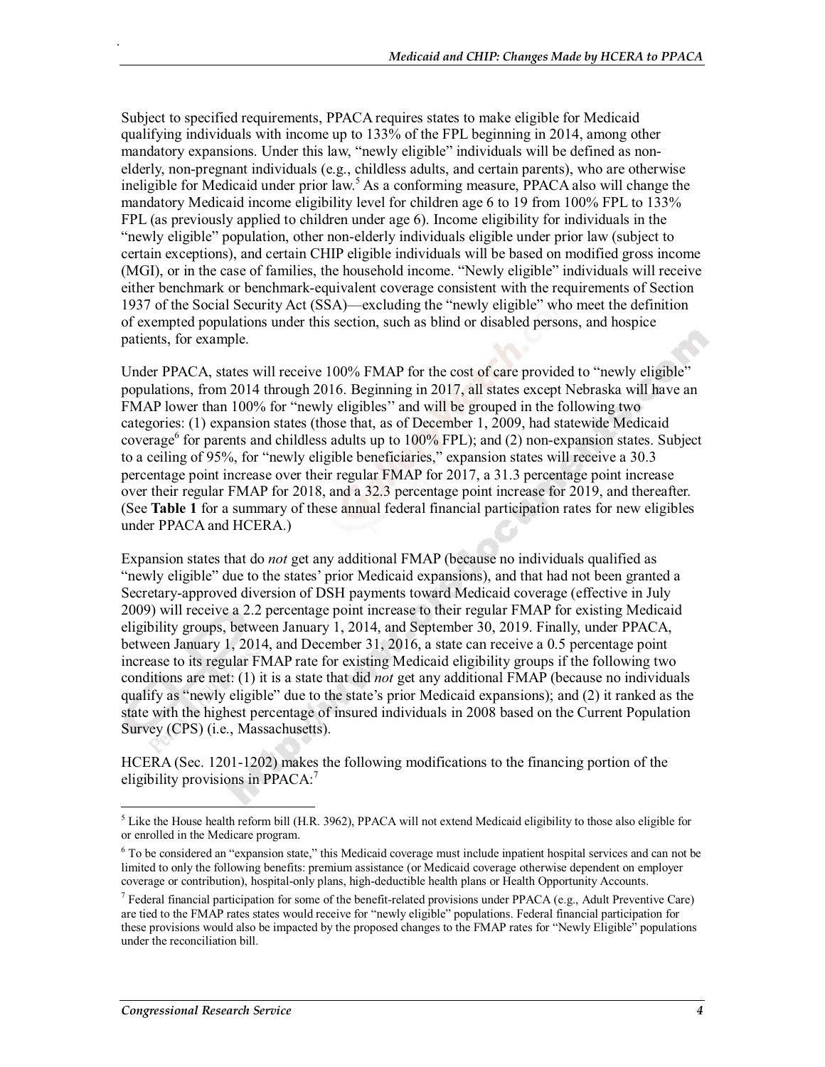Subject to specified requirements, PPACA requires states to make eligible for Medicaid qualifying individuals with income up to 133% of the FPL beginning in 2014, among other mandatory expansions. Under this law, "newly eligible" individuals will be defined as non-elderly, non-pregnant individuals (e.g., childless adults, and certain parents), who are otherwise ineligible for Medicaid under prior law.[5] As a conforming measure, PPACA also will change the mandatory Medicaid income eligibility level for children age 6 to 19 from 100% FPL to 133% FPL (as previously applied to children under age 6). Income eligibility for individuals in the "newly eligible" population, other non-elderly individuals eligible under prior law (subject to certain exceptions), and certain CHIP eligible individuals will be based on modified gross income (MGI), or in the case of families, the household income. "Newly eligible" individuals will receive either benchmark or benchmark-equivalent coverage consistent with the requirements of Section 1937 of the Social Security Act (SSA)—excluding the "newly eligible" who meet the definition of exempted populations under this section, such as blind or disabled persons, and hospice patients, for example.

Under PPACA, states will receive 100% FMAP for the cost of care provided to "newly eligible" populations, from 2014 through 2016. Beginning in 2017, all states except Nebraska will have an FMAP lower than 100% for "newly eligibles" and will be grouped in the following two categories: (1) expansion states (those that, as of December 1, 2009, had statewide Medicaid coverage[6] for parents and childless adults up to 100% FPL); and (2) non-expansion states. Subject to a ceiling of 95%, for "newly eligible beneficiaries," expansion states will receive a 30.3 percentage point increase over their regular FMAP for 2017, a 31.3 percentage point increase over their regular FMAP for 2018, and a 32.3 percentage point increase for 2019, and thereafter. (See **Table 1** for a summary of these annual federal financial participation rates for new eligibles under PPACA and HCERA.)

Expansion states that do *not* get any additional FMAP (because no individuals qualified as "newly eligible" due to the states' prior Medicaid expansions), and that had not been granted a Secretary-approved diversion of DSH payments toward Medicaid coverage (effective in July 2009) will receive a 2.2 percentage point increase to their regular FMAP for existing Medicaid eligibility groups, between January 1, 2014, and September 30, 2019. Finally, under PPACA, between January 1, 2014, and December 31, 2016, a state can receive a 0.5 percentage point increase to its regular FMAP rate for existing Medicaid eligibility groups if the following two conditions are met: (1) it is a state that did *not* get any additional FMAP (because no individuals qualify as "newly eligible" due to the state's prior Medicaid expansions); and (2) it ranked as the state with the highest percentage of insured individuals in 2008 based on the Current Population Survey (CPS) (i.e., Massachusetts).

HCERA (Sec. 1201-1202) makes the following modifications to the financing portion of the eligibility provisions in PPACA:[7]

---

[5] Like the House health reform bill (H.R. 3962), PPACA will not extend Medicaid eligibility to those also eligible for or enrolled in the Medicare program.

[6] To be considered an "expansion state," this Medicaid coverage must include inpatient hospital services and can not be limited to only the following benefits: premium assistance (or Medicaid coverage otherwise dependent on employer coverage or contribution), hospital-only plans, high-deductible health plans or Health Opportunity Accounts.

[7] Federal financial participation for some of the benefit-related provisions under PPACA (e.g., Adult Preventive Care) are tied to the FMAP rates states would receive for "newly eligible" populations. Federal financial participation for these provisions would also be impacted by the proposed changes to the FMAP rates for "Newly Eligible" populations under the reconciliation bill.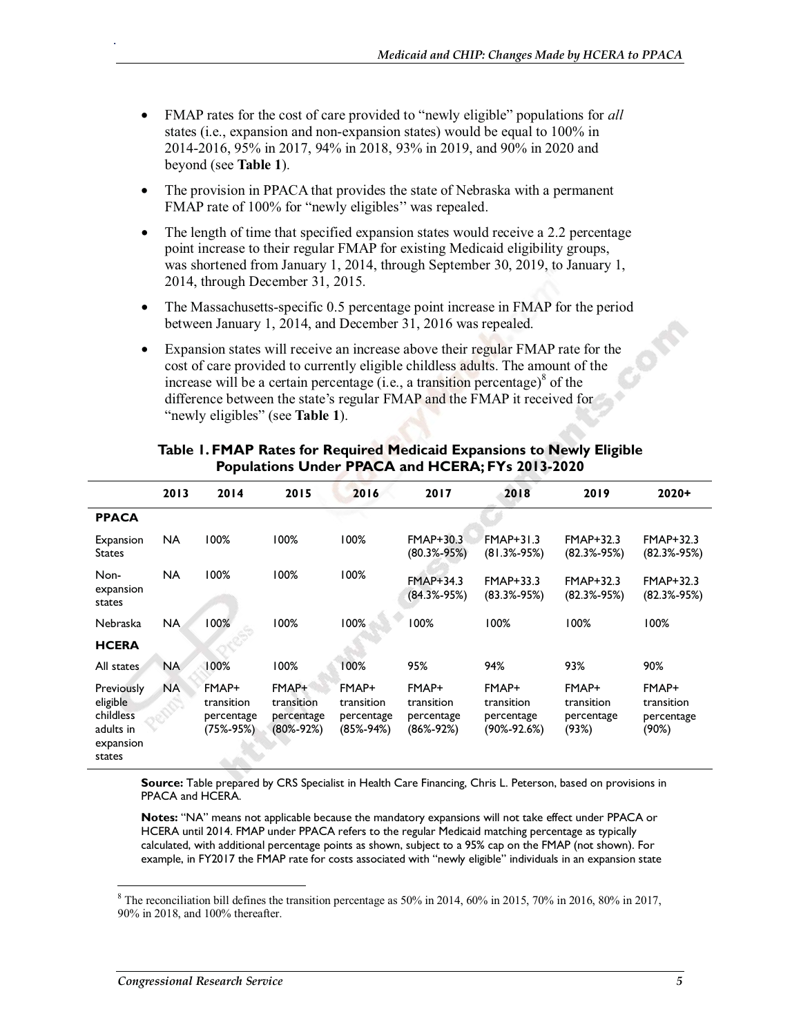- FMAP rates for the cost of care provided to "newly eligible" populations for *all* states (i.e., expansion and non-expansion states) would be equal to 100% in 2014-2016, 95% in 2017, 94% in 2018, 93% in 2019, and 90% in 2020 and beyond (see **Table 1**).
- The provision in PPACA that provides the state of Nebraska with a permanent FMAP rate of 100% for "newly eligibles" was repealed.
- The length of time that specified expansion states would receive a 2.2 percentage point increase to their regular FMAP for existing Medicaid eligibility groups, was shortened from January 1, 2014, through September 30, 2019, to January 1, 2014, through December 31, 2015.
- The Massachusetts-specific 0.5 percentage point increase in FMAP for the period between January 1, 2014, and December 31, 2016 was repealed.
- Expansion states will receive an increase above their regular FMAP rate for the cost of care provided to currently eligible childless adults. The amount of the increase will be a certain percentage (i.e., a transition percentage)[8] of the difference between the state's regular FMAP and the FMAP it received for "newly eligibles" (see **Table 1**).

**Table 1. FMAP Rates for Required Medicaid Expansions to Newly Eligible Populations Under PPACA and HCERA; FYs 2013-2020**

| | 2013 | 2014 | 2015 | 2016 | 2017 | 2018 | 2019 | 2020+ |
|---|---|---|---|---|---|---|---|---|
| **PPACA** | | | | | | | | |
| Expansion States | NA | 100% | 100% | 100% | FMAP+30.3 (80.3%-95%) | FMAP+31.3 (81.3%-95%) | FMAP+32.3 (82.3%-95%) | FMAP+32.3 (82.3%-95%) |
| Non-expansion states | NA | 100% | 100% | 100% | FMAP+34.3 (84.3%-95%) | FMAP+33.3 (83.3%-95%) | FMAP+32.3 (82.3%-95%) | FMAP+32.3 (82.3%-95%) |
| Nebraska | NA | 100% | 100% | 100% | 100% | 100% | 100% | 100% |
| **HCERA** | | | | | | | | |
| All states | NA | 100% | 100% | 100% | 95% | 94% | 93% | 90% |
| Previously eligible childless adults in expansion states | NA | FMAP+ transition percentage (75%-95%) | FMAP+ transition percentage (80%-92%) | FMAP+ transition percentage (85%-94%) | FMAP+ transition percentage (86%-92%) | FMAP+ transition percentage (90%-92.6%) | FMAP+ transition percentage (93%) | FMAP+ transition percentage (90%) |

**Source:** Table prepared by CRS Specialist in Health Care Financing, Chris L. Peterson, based on provisions in PPACA and HCERA.

**Notes:** "NA" means not applicable because the mandatory expansions will not take effect under PPACA or HCERA until 2014. FMAP under PPACA refers to the regular Medicaid matching percentage as typically calculated, with additional percentage points as shown, subject to a 95% cap on the FMAP (not shown). For example, in FY2017 the FMAP rate for costs associated with "newly eligible" individuals in an expansion state

[8] The reconciliation bill defines the transition percentage as 50% in 2014, 60% in 2015, 70% in 2016, 80% in 2017, 90% in 2018, and 100% thereafter.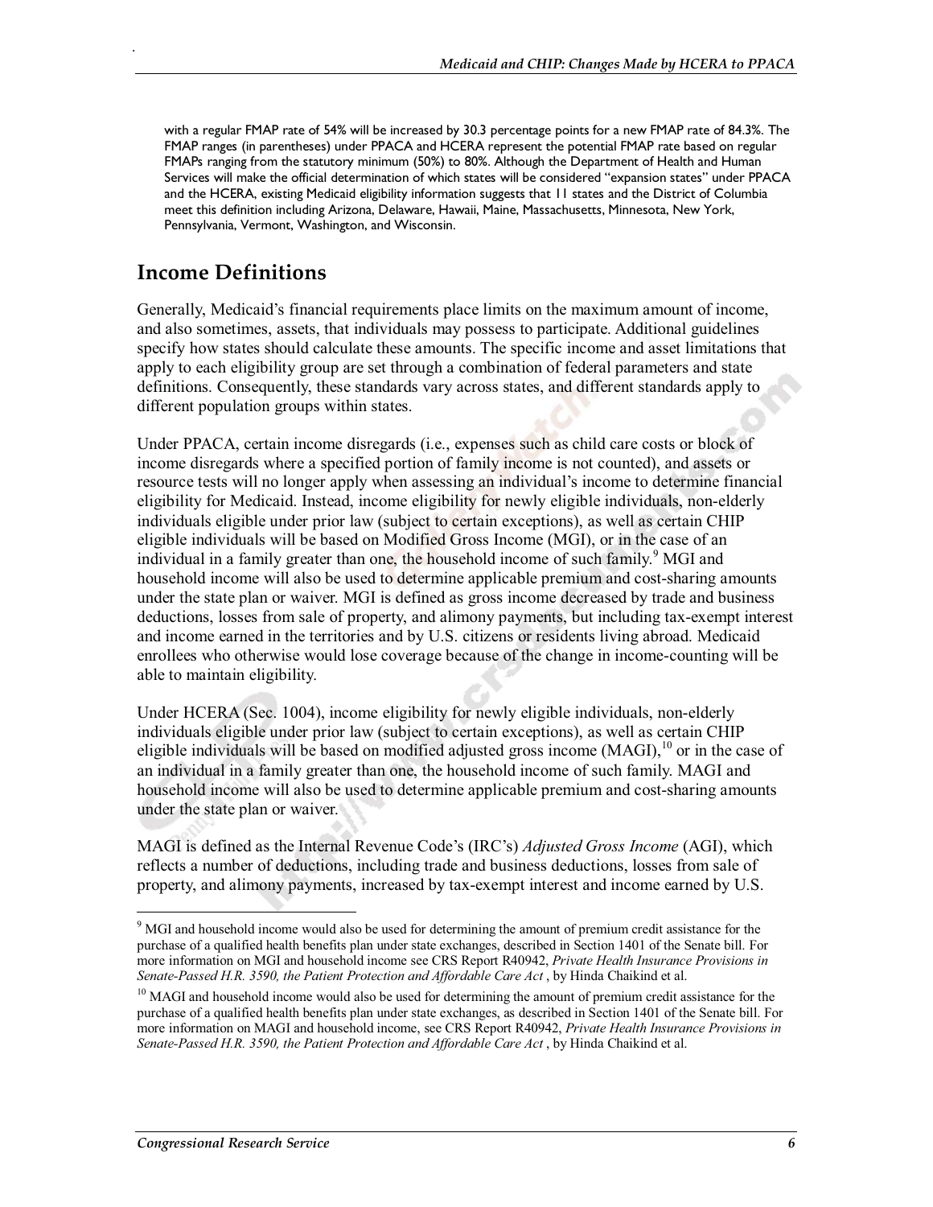with a regular FMAP rate of 54% will be increased by 30.3 percentage points for a new FMAP rate of 84.3%. The FMAP ranges (in parentheses) under PPACA and HCERA represent the potential FMAP rate based on regular FMAPs ranging from the statutory minimum (50%) to 80%. Although the Department of Health and Human Services will make the official determination of which states will be considered "expansion states" under PPACA and the HCERA, existing Medicaid eligibility information suggests that 11 states and the District of Columbia meet this definition including Arizona, Delaware, Hawaii, Maine, Massachusetts, Minnesota, New York, Pennsylvania, Vermont, Washington, and Wisconsin.

## Income Definitions

Generally, Medicaid's financial requirements place limits on the maximum amount of income, and also sometimes, assets, that individuals may possess to participate. Additional guidelines specify how states should calculate these amounts. The specific income and asset limitations that apply to each eligibility group are set through a combination of federal parameters and state definitions. Consequently, these standards vary across states, and different standards apply to different population groups within states.

Under PPACA, certain income disregards (i.e., expenses such as child care costs or block of income disregards where a specified portion of family income is not counted), and assets or resource tests will no longer apply when assessing an individual's income to determine financial eligibility for Medicaid. Instead, income eligibility for newly eligible individuals, non-elderly individuals eligible under prior law (subject to certain exceptions), as well as certain CHIP eligible individuals will be based on Modified Gross Income (MGI), or in the case of an individual in a family greater than one, the household income of such family.[9] MGI and household income will also be used to determine applicable premium and cost-sharing amounts under the state plan or waiver. MGI is defined as gross income decreased by trade and business deductions, losses from sale of property, and alimony payments, but including tax-exempt interest and income earned in the territories and by U.S. citizens or residents living abroad. Medicaid enrollees who otherwise would lose coverage because of the change in income-counting will be able to maintain eligibility.

Under HCERA (Sec. 1004), income eligibility for newly eligible individuals, non-elderly individuals eligible under prior law (subject to certain exceptions), as well as certain CHIP eligible individuals will be based on modified adjusted gross income (MAGI),[10] or in the case of an individual in a family greater than one, the household income of such family. MAGI and household income will also be used to determine applicable premium and cost-sharing amounts under the state plan or waiver.

MAGI is defined as the Internal Revenue Code's (IRC's) *Adjusted Gross Income* (AGI), which reflects a number of deductions, including trade and business deductions, losses from sale of property, and alimony payments, increased by tax-exempt interest and income earned by U.S.

---

[9] MGI and household income would also be used for determining the amount of premium credit assistance for the purchase of a qualified health benefits plan under state exchanges, described in Section 1401 of the Senate bill. For more information on MGI and household income see CRS Report R40942, *Private Health Insurance Provisions in Senate-Passed H.R. 3590, the Patient Protection and Affordable Care Act* , by Hinda Chaikind et al.

[10] MAGI and household income would also be used for determining the amount of premium credit assistance for the purchase of a qualified health benefits plan under state exchanges, as described in Section 1401 of the Senate bill. For more information on MAGI and household income, see CRS Report R40942, *Private Health Insurance Provisions in Senate-Passed H.R. 3590, the Patient Protection and Affordable Care Act* , by Hinda Chaikind et al.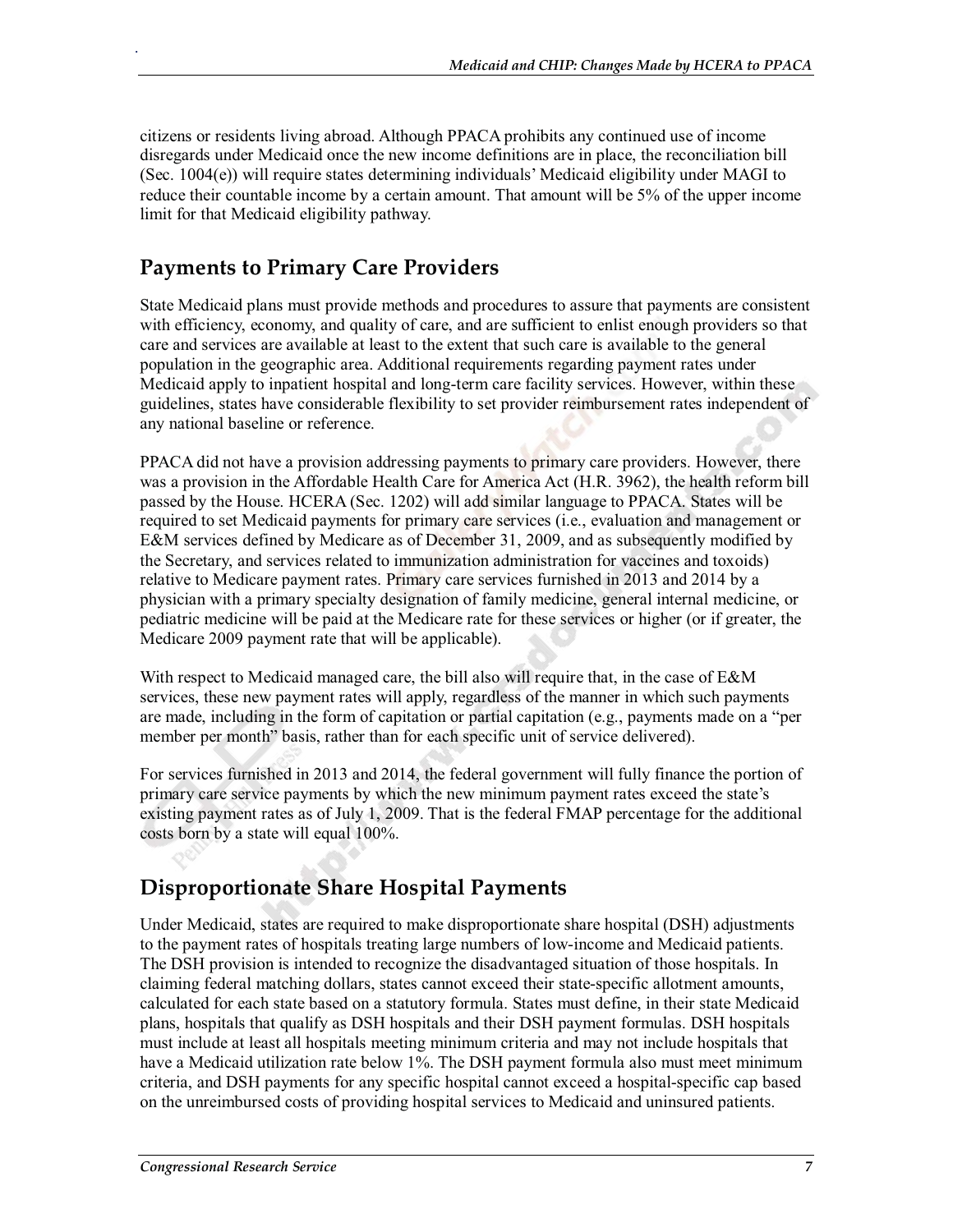citizens or residents living abroad. Although PPACA prohibits any continued use of income disregards under Medicaid once the new income definitions are in place, the reconciliation bill (Sec. 1004(e)) will require states determining individuals' Medicaid eligibility under MAGI to reduce their countable income by a certain amount. That amount will be 5% of the upper income limit for that Medicaid eligibility pathway.

## Payments to Primary Care Providers

State Medicaid plans must provide methods and procedures to assure that payments are consistent with efficiency, economy, and quality of care, and are sufficient to enlist enough providers so that care and services are available at least to the extent that such care is available to the general population in the geographic area. Additional requirements regarding payment rates under Medicaid apply to inpatient hospital and long-term care facility services. However, within these guidelines, states have considerable flexibility to set provider reimbursement rates independent of any national baseline or reference.

PPACA did not have a provision addressing payments to primary care providers. However, there was a provision in the Affordable Health Care for America Act (H.R. 3962), the health reform bill passed by the House. HCERA (Sec. 1202) will add similar language to PPACA. States will be required to set Medicaid payments for primary care services (i.e., evaluation and management or E&M services defined by Medicare as of December 31, 2009, and as subsequently modified by the Secretary, and services related to immunization administration for vaccines and toxoids) relative to Medicare payment rates. Primary care services furnished in 2013 and 2014 by a physician with a primary specialty designation of family medicine, general internal medicine, or pediatric medicine will be paid at the Medicare rate for these services or higher (or if greater, the Medicare 2009 payment rate that will be applicable).

With respect to Medicaid managed care, the bill also will require that, in the case of E&M services, these new payment rates will apply, regardless of the manner in which such payments are made, including in the form of capitation or partial capitation (e.g., payments made on a "per member per month" basis, rather than for each specific unit of service delivered).

For services furnished in 2013 and 2014, the federal government will fully finance the portion of primary care service payments by which the new minimum payment rates exceed the state's existing payment rates as of July 1, 2009. That is the federal FMAP percentage for the additional costs born by a state will equal 100%.

## Disproportionate Share Hospital Payments

Under Medicaid, states are required to make disproportionate share hospital (DSH) adjustments to the payment rates of hospitals treating large numbers of low-income and Medicaid patients. The DSH provision is intended to recognize the disadvantaged situation of those hospitals. In claiming federal matching dollars, states cannot exceed their state-specific allotment amounts, calculated for each state based on a statutory formula. States must define, in their state Medicaid plans, hospitals that qualify as DSH hospitals and their DSH payment formulas. DSH hospitals must include at least all hospitals meeting minimum criteria and may not include hospitals that have a Medicaid utilization rate below 1%. The DSH payment formula also must meet minimum criteria, and DSH payments for any specific hospital cannot exceed a hospital-specific cap based on the unreimbursed costs of providing hospital services to Medicaid and uninsured patients.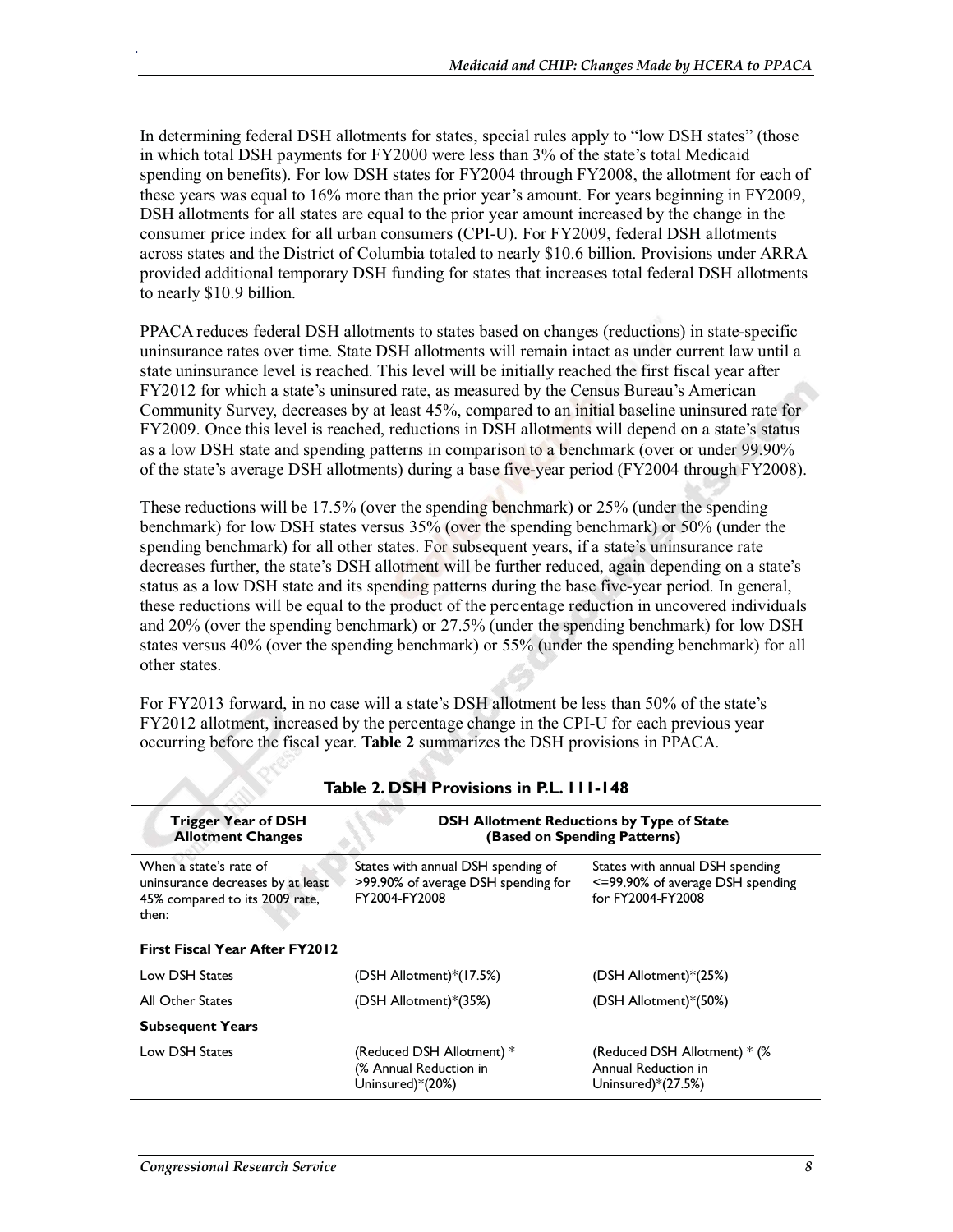In determining federal DSH allotments for states, special rules apply to "low DSH states" (those in which total DSH payments for FY2000 were less than 3% of the state's total Medicaid spending on benefits). For low DSH states for FY2004 through FY2008, the allotment for each of these years was equal to 16% more than the prior year's amount. For years beginning in FY2009, DSH allotments for all states are equal to the prior year amount increased by the change in the consumer price index for all urban consumers (CPI-U). For FY2009, federal DSH allotments across states and the District of Columbia totaled to nearly \$10.6 billion. Provisions under ARRA provided additional temporary DSH funding for states that increases total federal DSH allotments to nearly \$10.9 billion.

PPACA reduces federal DSH allotments to states based on changes (reductions) in state-specific uninsurance rates over time. State DSH allotments will remain intact as under current law until a state uninsurance level is reached. This level will be initially reached the first fiscal year after FY2012 for which a state's uninsured rate, as measured by the Census Bureau's American Community Survey, decreases by at least 45%, compared to an initial baseline uninsured rate for FY2009. Once this level is reached, reductions in DSH allotments will depend on a state's status as a low DSH state and spending patterns in comparison to a benchmark (over or under 99.90% of the state's average DSH allotments) during a base five-year period (FY2004 through FY2008).

These reductions will be 17.5% (over the spending benchmark) or 25% (under the spending benchmark) for low DSH states versus 35% (over the spending benchmark) or 50% (under the spending benchmark) for all other states. For subsequent years, if a state's uninsurance rate decreases further, the state's DSH allotment will be further reduced, again depending on a state's status as a low DSH state and its spending patterns during the base five-year period. In general, these reductions will be equal to the product of the percentage reduction in uncovered individuals and 20% (over the spending benchmark) or 27.5% (under the spending benchmark) for low DSH states versus 40% (over the spending benchmark) or 55% (under the spending benchmark) for all other states.

For FY2013 forward, in no case will a state's DSH allotment be less than 50% of the state's FY2012 allotment, increased by the percentage change in the CPI-U for each previous year occurring before the fiscal year. **Table 2** summarizes the DSH provisions in PPACA.

**Table 2. DSH Provisions in P.L. 111-148**

| Trigger Year of DSH Allotment Changes | DSH Allotment Reductions by Type of State (Based on Spending Patterns) | |
|---|---|---|
| When a state's rate of uninsurance decreases by at least 45% compared to its 2009 rate, then: | States with annual DSH spending of >99.90% of average DSH spending for FY2004-FY2008 | States with annual DSH spending <=99.90% of average DSH spending for FY2004-FY2008 |
| **First Fiscal Year After FY2012** | | |
| Low DSH States | (DSH Allotment)*(17.5%) | (DSH Allotment)*(25%) |
| All Other States | (DSH Allotment)*(35%) | (DSH Allotment)*(50%) |
| **Subsequent Years** | | |
| Low DSH States | (Reduced DSH Allotment) * (% Annual Reduction in Uninsured)*(20%) | (Reduced DSH Allotment) * (% Annual Reduction in Uninsured)*(27.5%) |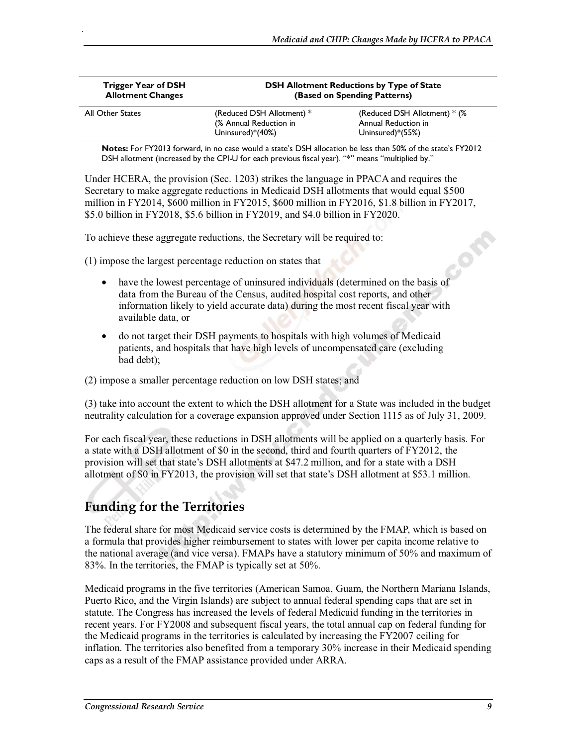| Trigger Year of DSH Allotment Changes | DSH Allotment Reductions by Type of State (Based on Spending Patterns) | |
|---|---|---|
| All Other States | (Reduced DSH Allotment) * (% Annual Reduction in Uninsured)*(40%) | (Reduced DSH Allotment) * (% Annual Reduction in Uninsured)*(55%) |

**Notes:** For FY2013 forward, in no case would a state's DSH allocation be less than 50% of the state's FY2012 DSH allotment (increased by the CPI-U for each previous fiscal year). "*" means "multiplied by."

Under HCERA, the provision (Sec. 1203) strikes the language in PPACA and requires the Secretary to make aggregate reductions in Medicaid DSH allotments that would equal $500 million in FY2014, $600 million in FY2015, $600 million in FY2016, $1.8 billion in FY2017, $5.0 billion in FY2018, $5.6 billion in FY2019, and $4.0 billion in FY2020.

To achieve these aggregate reductions, the Secretary will be required to:

(1) impose the largest percentage reduction on states that

- have the lowest percentage of uninsured individuals (determined on the basis of data from the Bureau of the Census, audited hospital cost reports, and other information likely to yield accurate data) during the most recent fiscal year with available data, or
- do not target their DSH payments to hospitals with high volumes of Medicaid patients, and hospitals that have high levels of uncompensated care (excluding bad debt);

(2) impose a smaller percentage reduction on low DSH states; and

(3) take into account the extent to which the DSH allotment for a State was included in the budget neutrality calculation for a coverage expansion approved under Section 1115 as of July 31, 2009.

For each fiscal year, these reductions in DSH allotments will be applied on a quarterly basis. For a state with a DSH allotment of $0 in the second, third and fourth quarters of FY2012, the provision will set that state's DSH allotments at $47.2 million, and for a state with a DSH allotment of $0 in FY2013, the provision will set that state's DSH allotment at $53.1 million.

## Funding for the Territories

The federal share for most Medicaid service costs is determined by the FMAP, which is based on a formula that provides higher reimbursement to states with lower per capita income relative to the national average (and vice versa). FMAPs have a statutory minimum of 50% and maximum of 83%. In the territories, the FMAP is typically set at 50%.

Medicaid programs in the five territories (American Samoa, Guam, the Northern Mariana Islands, Puerto Rico, and the Virgin Islands) are subject to annual federal spending caps that are set in statute. The Congress has increased the levels of federal Medicaid funding in the territories in recent years. For FY2008 and subsequent fiscal years, the total annual cap on federal funding for the Medicaid programs in the territories is calculated by increasing the FY2007 ceiling for inflation. The territories also benefited from a temporary 30% increase in their Medicaid spending caps as a result of the FMAP assistance provided under ARRA.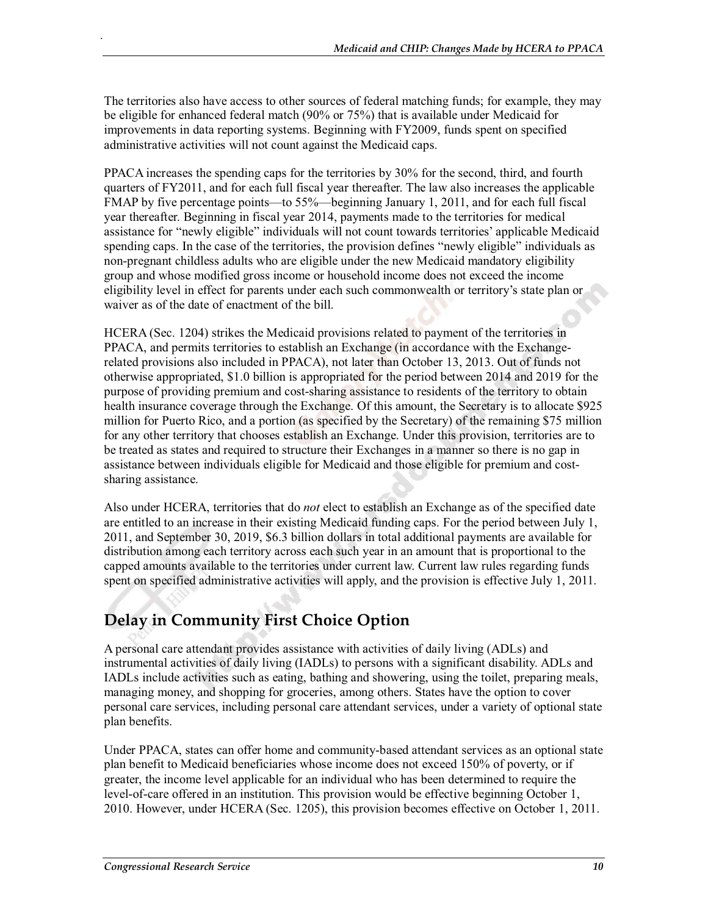The territories also have access to other sources of federal matching funds; for example, they may be eligible for enhanced federal match (90% or 75%) that is available under Medicaid for improvements in data reporting systems. Beginning with FY2009, funds spent on specified administrative activities will not count against the Medicaid caps.

PPACA increases the spending caps for the territories by 30% for the second, third, and fourth quarters of FY2011, and for each full fiscal year thereafter. The law also increases the applicable FMAP by five percentage points—to 55%—beginning January 1, 2011, and for each full fiscal year thereafter. Beginning in fiscal year 2014, payments made to the territories for medical assistance for "newly eligible" individuals will not count towards territories' applicable Medicaid spending caps. In the case of the territories, the provision defines "newly eligible" individuals as non-pregnant childless adults who are eligible under the new Medicaid mandatory eligibility group and whose modified gross income or household income does not exceed the income eligibility level in effect for parents under each such commonwealth or territory's state plan or waiver as of the date of enactment of the bill.

HCERA (Sec. 1204) strikes the Medicaid provisions related to payment of the territories in PPACA, and permits territories to establish an Exchange (in accordance with the Exchange-related provisions also included in PPACA), not later than October 13, 2013. Out of funds not otherwise appropriated, $1.0 billion is appropriated for the period between 2014 and 2019 for the purpose of providing premium and cost-sharing assistance to residents of the territory to obtain health insurance coverage through the Exchange. Of this amount, the Secretary is to allocate $925 million for Puerto Rico, and a portion (as specified by the Secretary) of the remaining $75 million for any other territory that chooses establish an Exchange. Under this provision, territories are to be treated as states and required to structure their Exchanges in a manner so there is no gap in assistance between individuals eligible for Medicaid and those eligible for premium and cost-sharing assistance.

Also under HCERA, territories that do *not* elect to establish an Exchange as of the specified date are entitled to an increase in their existing Medicaid funding caps. For the period between July 1, 2011, and September 30, 2019, $6.3 billion dollars in total additional payments are available for distribution among each territory across each such year in an amount that is proportional to the capped amounts available to the territories under current law. Current law rules regarding funds spent on specified administrative activities will apply, and the provision is effective July 1, 2011.

## Delay in Community First Choice Option

A personal care attendant provides assistance with activities of daily living (ADLs) and instrumental activities of daily living (IADLs) to persons with a significant disability. ADLs and IADLs include activities such as eating, bathing and showering, using the toilet, preparing meals, managing money, and shopping for groceries, among others. States have the option to cover personal care services, including personal care attendant services, under a variety of optional state plan benefits.

Under PPACA, states can offer home and community-based attendant services as an optional state plan benefit to Medicaid beneficiaries whose income does not exceed 150% of poverty, or if greater, the income level applicable for an individual who has been determined to require the level-of-care offered in an institution. This provision would be effective beginning October 1, 2010. However, under HCERA (Sec. 1205), this provision becomes effective on October 1, 2011.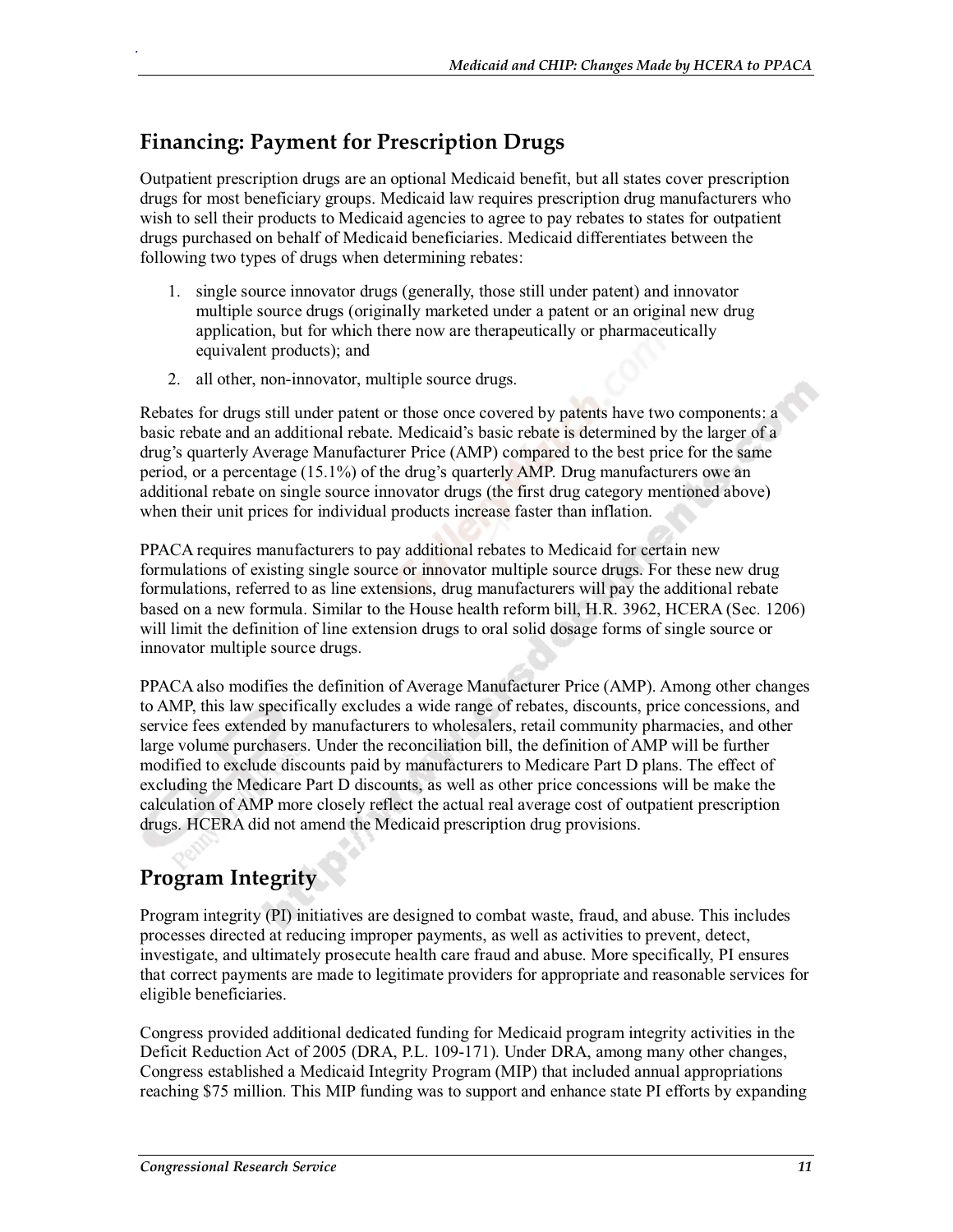## Financing: Payment for Prescription Drugs

Outpatient prescription drugs are an optional Medicaid benefit, but all states cover prescription drugs for most beneficiary groups. Medicaid law requires prescription drug manufacturers who wish to sell their products to Medicaid agencies to agree to pay rebates to states for outpatient drugs purchased on behalf of Medicaid beneficiaries. Medicaid differentiates between the following two types of drugs when determining rebates:

1. single source innovator drugs (generally, those still under patent) and innovator multiple source drugs (originally marketed under a patent or an original new drug application, but for which there now are therapeutically or pharmaceutically equivalent products); and
2. all other, non-innovator, multiple source drugs.

Rebates for drugs still under patent or those once covered by patents have two components: a basic rebate and an additional rebate. Medicaid's basic rebate is determined by the larger of a drug's quarterly Average Manufacturer Price (AMP) compared to the best price for the same period, or a percentage (15.1%) of the drug's quarterly AMP. Drug manufacturers owe an additional rebate on single source innovator drugs (the first drug category mentioned above) when their unit prices for individual products increase faster than inflation.

PPACA requires manufacturers to pay additional rebates to Medicaid for certain new formulations of existing single source or innovator multiple source drugs. For these new drug formulations, referred to as line extensions, drug manufacturers will pay the additional rebate based on a new formula. Similar to the House health reform bill, H.R. 3962, HCERA (Sec. 1206) will limit the definition of line extension drugs to oral solid dosage forms of single source or innovator multiple source drugs.

PPACA also modifies the definition of Average Manufacturer Price (AMP). Among other changes to AMP, this law specifically excludes a wide range of rebates, discounts, price concessions, and service fees extended by manufacturers to wholesalers, retail community pharmacies, and other large volume purchasers. Under the reconciliation bill, the definition of AMP will be further modified to exclude discounts paid by manufacturers to Medicare Part D plans. The effect of excluding the Medicare Part D discounts, as well as other price concessions will be make the calculation of AMP more closely reflect the actual real average cost of outpatient prescription drugs. HCERA did not amend the Medicaid prescription drug provisions.

## Program Integrity

Program integrity (PI) initiatives are designed to combat waste, fraud, and abuse. This includes processes directed at reducing improper payments, as well as activities to prevent, detect, investigate, and ultimately prosecute health care fraud and abuse. More specifically, PI ensures that correct payments are made to legitimate providers for appropriate and reasonable services for eligible beneficiaries.

Congress provided additional dedicated funding for Medicaid program integrity activities in the Deficit Reduction Act of 2005 (DRA, P.L. 109-171). Under DRA, among many other changes, Congress established a Medicaid Integrity Program (MIP) that included annual appropriations reaching $75 million. This MIP funding was to support and enhance state PI efforts by expanding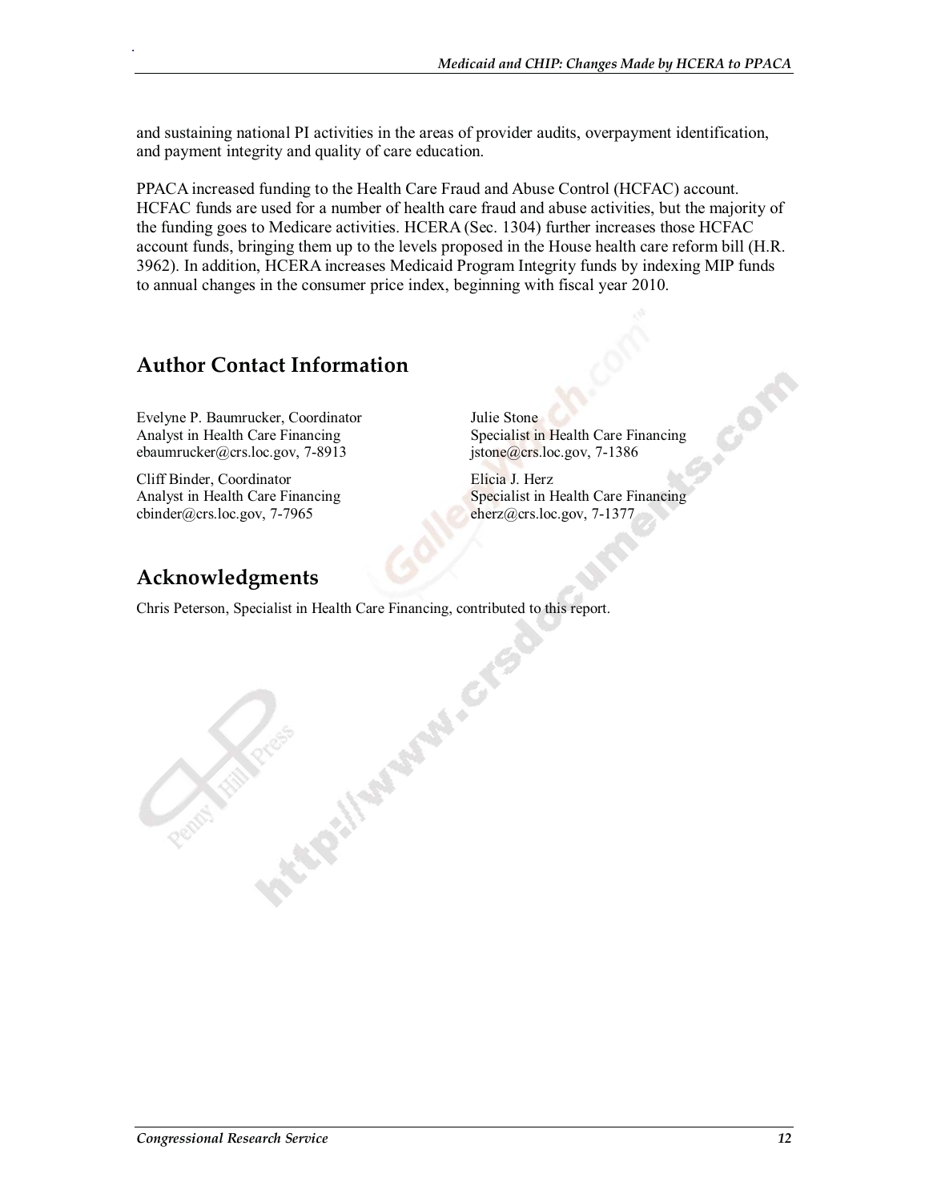and sustaining national PI activities in the areas of provider audits, overpayment identification, and payment integrity and quality of care education.

PPACA increased funding to the Health Care Fraud and Abuse Control (HCFAC) account. HCFAC funds are used for a number of health care fraud and abuse activities, but the majority of the funding goes to Medicare activities. HCERA (Sec. 1304) further increases those HCFAC account funds, bringing them up to the levels proposed in the House health care reform bill (H.R. 3962). In addition, HCERA increases Medicaid Program Integrity funds by indexing MIP funds to annual changes in the consumer price index, beginning with fiscal year 2010.

## Author Contact Information

Evelyne P. Baumrucker, Coordinator
Analyst in Health Care Financing
ebaumrucker@crs.loc.gov, 7-8913

Cliff Binder, Coordinator
Analyst in Health Care Financing
cbinder@crs.loc.gov, 7-7965

Julie Stone
Specialist in Health Care Financing
jstone@crs.loc.gov, 7-1386

Elicia J. Herz
Specialist in Health Care Financing
eherz@crs.loc.gov, 7-1377

## Acknowledgments

Chris Peterson, Specialist in Health Care Financing, contributed to this report.